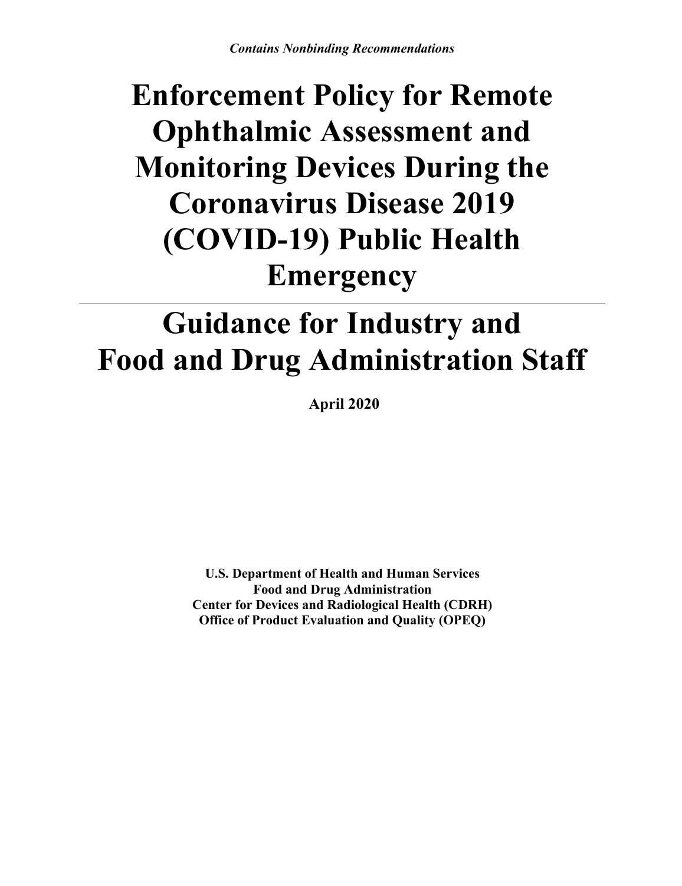*Contains Nonbinding Recommendations*

# Enforcement Policy for Remote Ophthalmic Assessment and Monitoring Devices During the Coronavirus Disease 2019 (COVID-19) Public Health Emergency

---

# Guidance for Industry and Food and Drug Administration Staff

**April 2020**

**U.S. Department of Health and Human Services**
**Food and Drug Administration**
**Center for Devices and Radiological Health (CDRH)**
**Office of Product Evaluation and Quality (OPEQ)**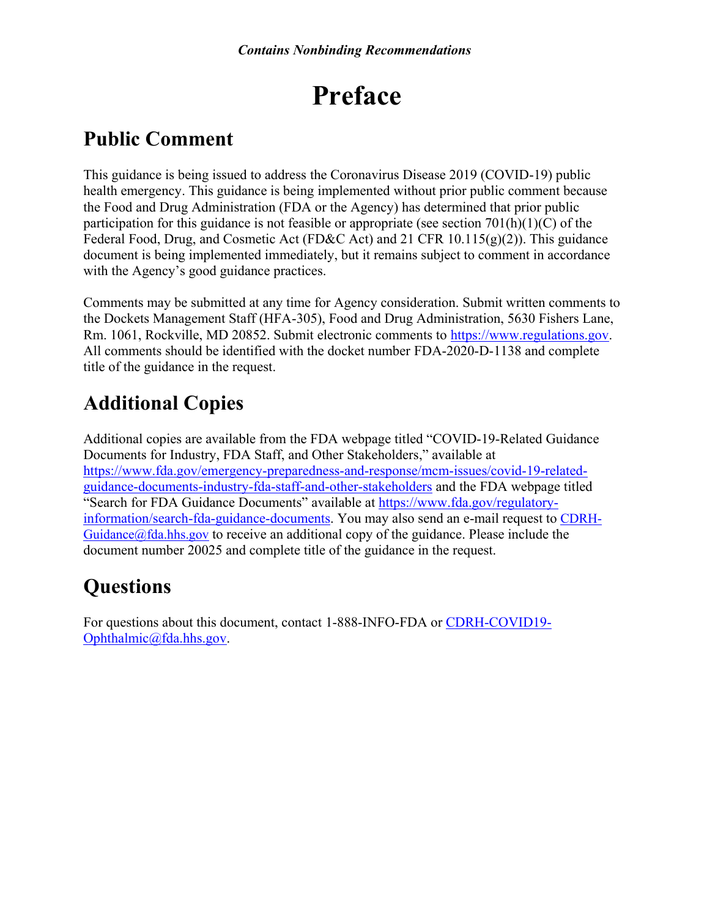# Preface

## Public Comment

This guidance is being issued to address the Coronavirus Disease 2019 (COVID-19) public health emergency. This guidance is being implemented without prior public comment because the Food and Drug Administration (FDA or the Agency) has determined that prior public participation for this guidance is not feasible or appropriate (see section 701(h)(1)(C) of the Federal Food, Drug, and Cosmetic Act (FD&C Act) and 21 CFR 10.115(g)(2)). This guidance document is being implemented immediately, but it remains subject to comment in accordance with the Agency's good guidance practices.

Comments may be submitted at any time for Agency consideration. Submit written comments to the Dockets Management Staff (HFA-305), Food and Drug Administration, 5630 Fishers Lane, Rm. 1061, Rockville, MD 20852. Submit electronic comments to https://www.regulations.gov. All comments should be identified with the docket number FDA-2020-D-1138 and complete title of the guidance in the request.

## Additional Copies

Additional copies are available from the FDA webpage titled "COVID-19-Related Guidance Documents for Industry, FDA Staff, and Other Stakeholders," available at https://www.fda.gov/emergency-preparedness-and-response/mcm-issues/covid-19-related-guidance-documents-industry-fda-staff-and-other-stakeholders and the FDA webpage titled "Search for FDA Guidance Documents" available at https://www.fda.gov/regulatory-information/search-fda-guidance-documents. You may also send an e-mail request to CDRH-Guidance@fda.hhs.gov to receive an additional copy of the guidance. Please include the document number 20025 and complete title of the guidance in the request.

## Questions

For questions about this document, contact 1-888-INFO-FDA or CDRH-COVID19-Ophthalmic@fda.hhs.gov.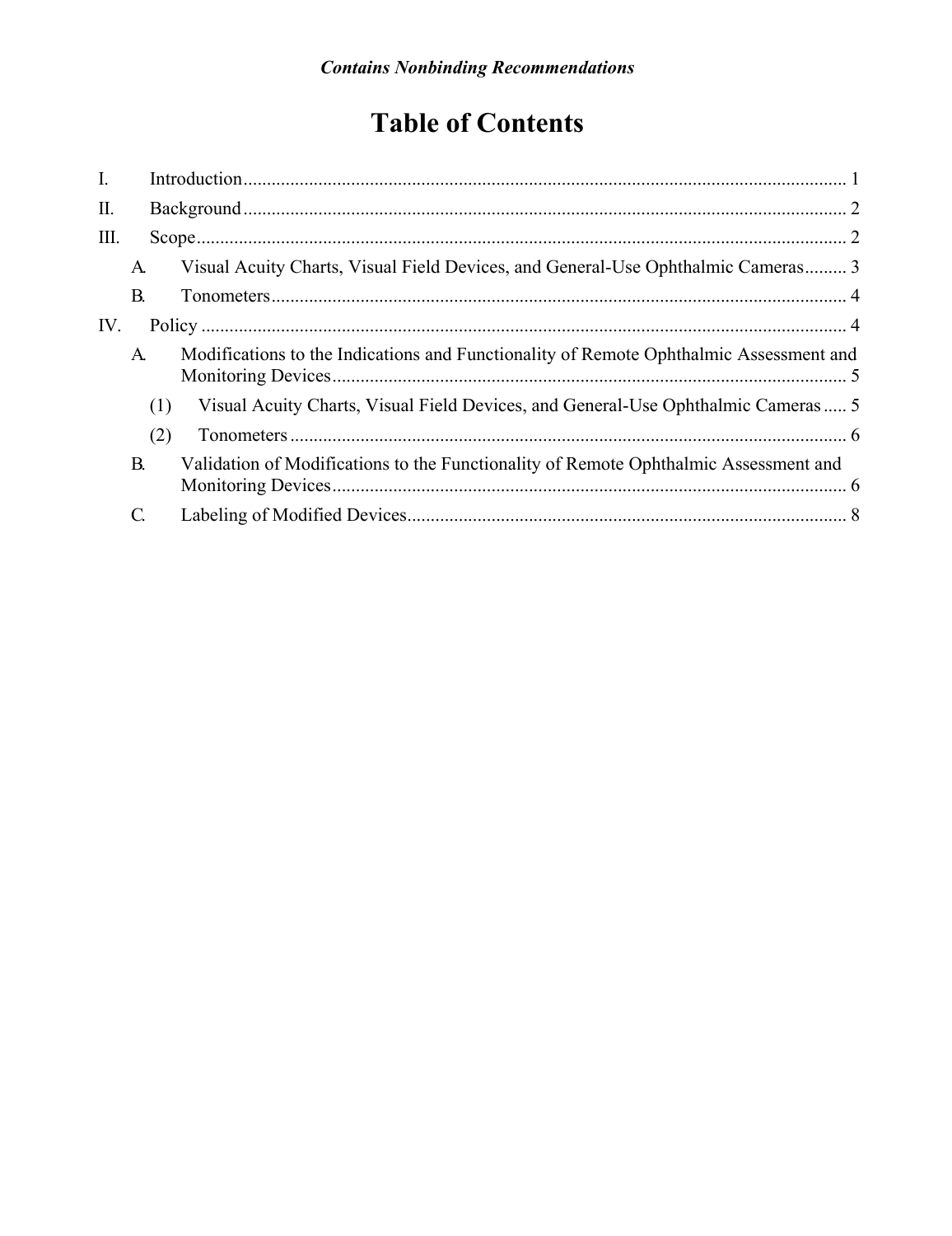*Contains Nonbinding Recommendations*

# Table of Contents

I. Introduction .......... 1

II. Background .......... 2

III. Scope .......... 2

- A. Visual Acuity Charts, Visual Field Devices, and General-Use Ophthalmic Cameras .......... 3
- B. Tonometers .......... 4

IV. Policy .......... 4

- A. Modifications to the Indications and Functionality of Remote Ophthalmic Assessment and Monitoring Devices .......... 5
  - (1) Visual Acuity Charts, Visual Field Devices, and General-Use Ophthalmic Cameras .......... 5
  - (2) Tonometers .......... 6
- B. Validation of Modifications to the Functionality of Remote Ophthalmic Assessment and Monitoring Devices .......... 6
- C. Labeling of Modified Devices .......... 8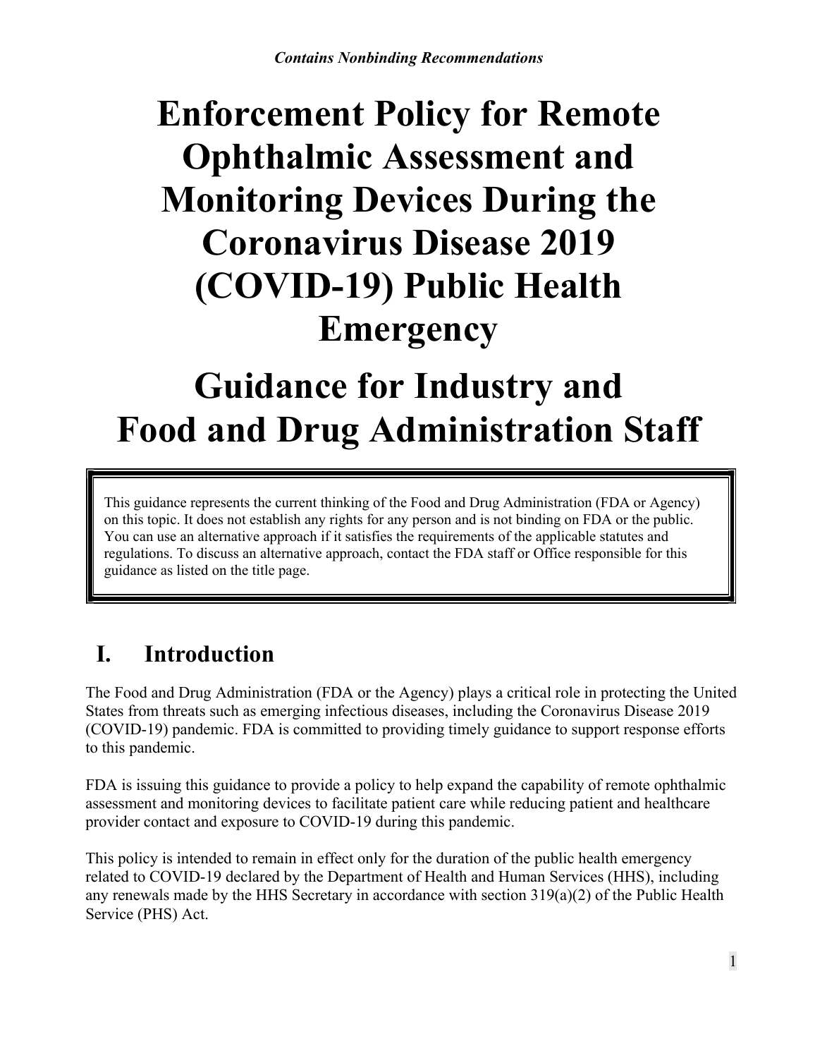*Contains Nonbinding Recommendations*

# Enforcement Policy for Remote Ophthalmic Assessment and Monitoring Devices During the Coronavirus Disease 2019 (COVID-19) Public Health Emergency

# Guidance for Industry and Food and Drug Administration Staff

> This guidance represents the current thinking of the Food and Drug Administration (FDA or Agency) on this topic. It does not establish any rights for any person and is not binding on FDA or the public. You can use an alternative approach if it satisfies the requirements of the applicable statutes and regulations. To discuss an alternative approach, contact the FDA staff or Office responsible for this guidance as listed on the title page.

## I. Introduction

The Food and Drug Administration (FDA or the Agency) plays a critical role in protecting the United States from threats such as emerging infectious diseases, including the Coronavirus Disease 2019 (COVID-19) pandemic. FDA is committed to providing timely guidance to support response efforts to this pandemic.

FDA is issuing this guidance to provide a policy to help expand the capability of remote ophthalmic assessment and monitoring devices to facilitate patient care while reducing patient and healthcare provider contact and exposure to COVID-19 during this pandemic.

This policy is intended to remain in effect only for the duration of the public health emergency related to COVID-19 declared by the Department of Health and Human Services (HHS), including any renewals made by the HHS Secretary in accordance with section 319(a)(2) of the Public Health Service (PHS) Act.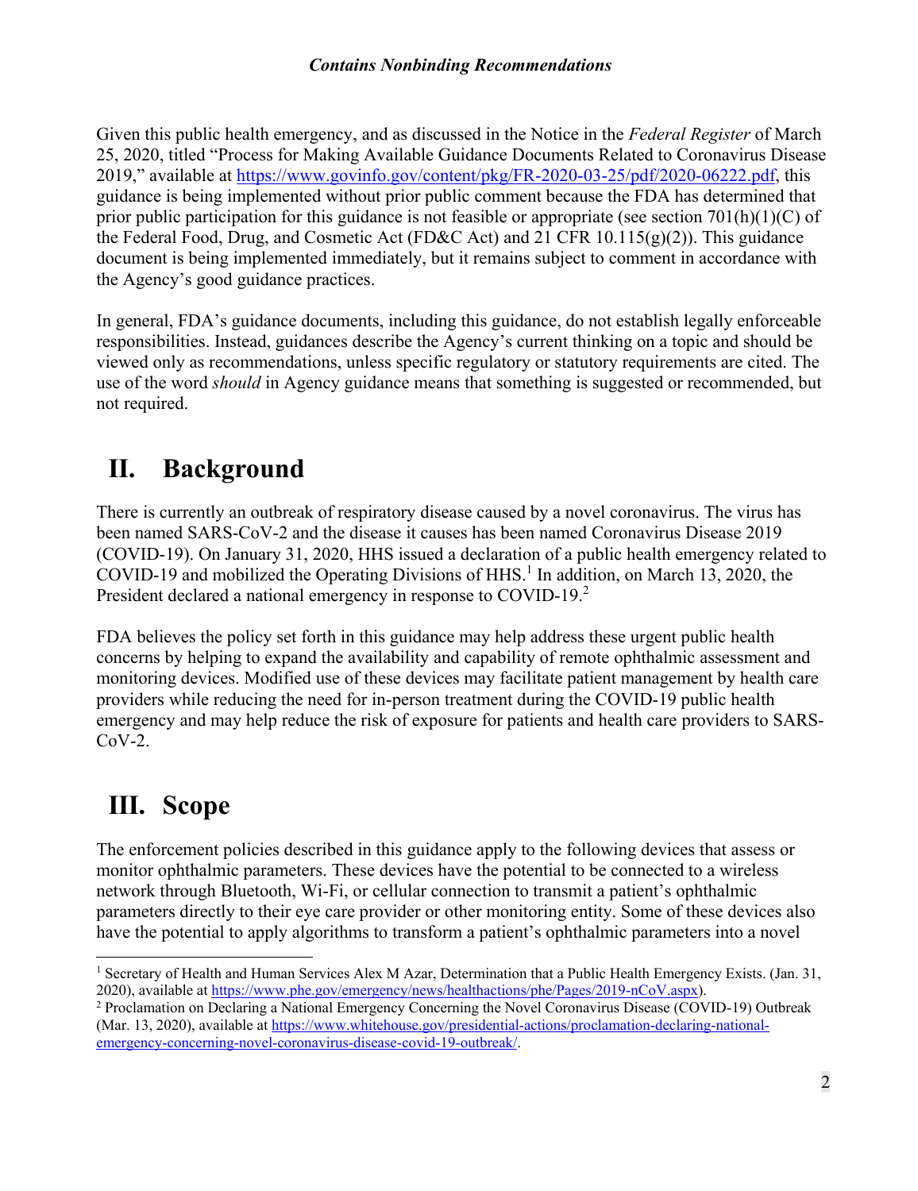Given this public health emergency, and as discussed in the Notice in the *Federal Register* of March 25, 2020, titled "Process for Making Available Guidance Documents Related to Coronavirus Disease 2019," available at https://www.govinfo.gov/content/pkg/FR-2020-03-25/pdf/2020-06222.pdf, this guidance is being implemented without prior public comment because the FDA has determined that prior public participation for this guidance is not feasible or appropriate (see section 701(h)(1)(C) of the Federal Food, Drug, and Cosmetic Act (FD&C Act) and 21 CFR 10.115(g)(2)). This guidance document is being implemented immediately, but it remains subject to comment in accordance with the Agency's good guidance practices.

In general, FDA's guidance documents, including this guidance, do not establish legally enforceable responsibilities. Instead, guidances describe the Agency's current thinking on a topic and should be viewed only as recommendations, unless specific regulatory or statutory requirements are cited. The use of the word *should* in Agency guidance means that something is suggested or recommended, but not required.

# II. Background

There is currently an outbreak of respiratory disease caused by a novel coronavirus. The virus has been named SARS-CoV-2 and the disease it causes has been named Coronavirus Disease 2019 (COVID-19). On January 31, 2020, HHS issued a declaration of a public health emergency related to COVID-19 and mobilized the Operating Divisions of HHS.[1] In addition, on March 13, 2020, the President declared a national emergency in response to COVID-19.[2]

FDA believes the policy set forth in this guidance may help address these urgent public health concerns by helping to expand the availability and capability of remote ophthalmic assessment and monitoring devices. Modified use of these devices may facilitate patient management by health care providers while reducing the need for in-person treatment during the COVID-19 public health emergency and may help reduce the risk of exposure for patients and health care providers to SARS-CoV-2.

# III. Scope

The enforcement policies described in this guidance apply to the following devices that assess or monitor ophthalmic parameters. These devices have the potential to be connected to a wireless network through Bluetooth, Wi-Fi, or cellular connection to transmit a patient's ophthalmic parameters directly to their eye care provider or other monitoring entity. Some of these devices also have the potential to apply algorithms to transform a patient's ophthalmic parameters into a novel

[1] Secretary of Health and Human Services Alex M Azar, Determination that a Public Health Emergency Exists. (Jan. 31, 2020), available at https://www.phe.gov/emergency/news/healthactions/phe/Pages/2019-nCoV.aspx).

[2] Proclamation on Declaring a National Emergency Concerning the Novel Coronavirus Disease (COVID-19) Outbreak (Mar. 13, 2020), available at https://www.whitehouse.gov/presidential-actions/proclamation-declaring-national-emergency-concerning-novel-coronavirus-disease-covid-19-outbreak/.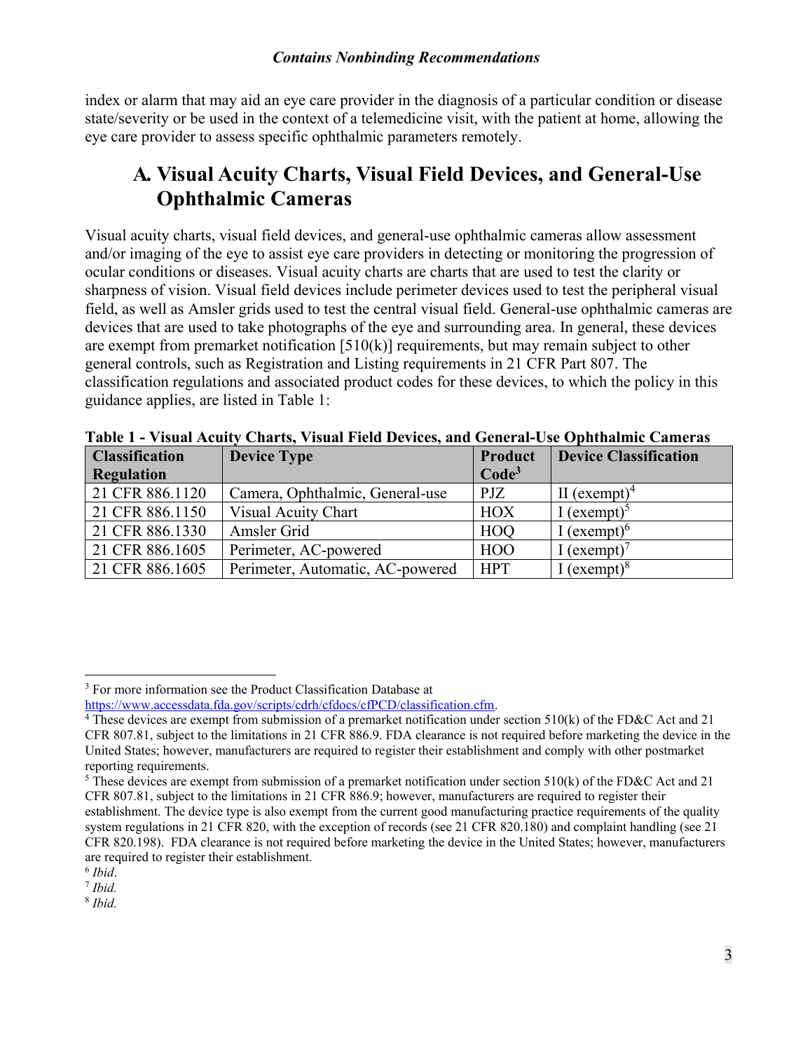index or alarm that may aid an eye care provider in the diagnosis of a particular condition or disease state/severity or be used in the context of a telemedicine visit, with the patient at home, allowing the eye care provider to assess specific ophthalmic parameters remotely.

## A. Visual Acuity Charts, Visual Field Devices, and General-Use Ophthalmic Cameras

Visual acuity charts, visual field devices, and general-use ophthalmic cameras allow assessment and/or imaging of the eye to assist eye care providers in detecting or monitoring the progression of ocular conditions or diseases. Visual acuity charts are charts that are used to test the clarity or sharpness of vision. Visual field devices include perimeter devices used to test the peripheral visual field, as well as Amsler grids used to test the central visual field. General-use ophthalmic cameras are devices that are used to take photographs of the eye and surrounding area. In general, these devices are exempt from premarket notification [510(k)] requirements, but may remain subject to other general controls, such as Registration and Listing requirements in 21 CFR Part 807. The classification regulations and associated product codes for these devices, to which the policy in this guidance applies, are listed in Table 1:

**Table 1 - Visual Acuity Charts, Visual Field Devices, and General-Use Ophthalmic Cameras**

| Classification Regulation | Device Type | Product Code[3] | Device Classification |
|---|---|---|---|
| 21 CFR 886.1120 | Camera, Ophthalmic, General-use | PJZ | II (exempt)[4] |
| 21 CFR 886.1150 | Visual Acuity Chart | HOX | I (exempt)[5] |
| 21 CFR 886.1330 | Amsler Grid | HOQ | I (exempt)[6] |
| 21 CFR 886.1605 | Perimeter, AC-powered | HOO | I (exempt)[7] |
| 21 CFR 886.1605 | Perimeter, Automatic, AC-powered | HPT | I (exempt)[8] |

[3] For more information see the Product Classification Database at https://www.accessdata.fda.gov/scripts/cdrh/cfdocs/cfPCD/classification.cfm.

[4] These devices are exempt from submission of a premarket notification under section 510(k) of the FD&C Act and 21 CFR 807.81, subject to the limitations in 21 CFR 886.9. FDA clearance is not required before marketing the device in the United States; however, manufacturers are required to register their establishment and comply with other postmarket reporting requirements.

[5] These devices are exempt from submission of a premarket notification under section 510(k) of the FD&C Act and 21 CFR 807.81, subject to the limitations in 21 CFR 886.9; however, manufacturers are required to register their establishment. The device type is also exempt from the current good manufacturing practice requirements of the quality system regulations in 21 CFR 820, with the exception of records (see 21 CFR 820.180) and complaint handling (see 21 CFR 820.198). FDA clearance is not required before marketing the device in the United States; however, manufacturers are required to register their establishment.

[6] *Ibid*.

[7] *Ibid.*

[8] *Ibid.*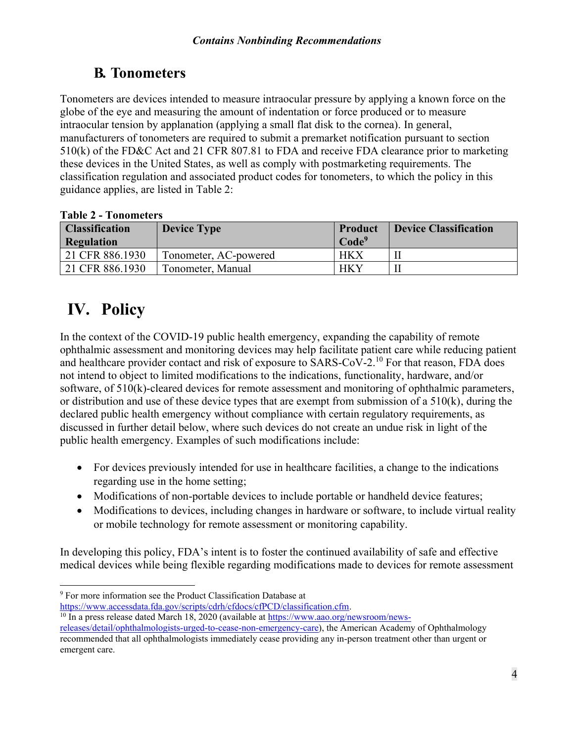## B. Tonometers

Tonometers are devices intended to measure intraocular pressure by applying a known force on the globe of the eye and measuring the amount of indentation or force produced or to measure intraocular tension by applanation (applying a small flat disk to the cornea). In general, manufacturers of tonometers are required to submit a premarket notification pursuant to section 510(k) of the FD&C Act and 21 CFR 807.81 to FDA and receive FDA clearance prior to marketing these devices in the United States, as well as comply with postmarketing requirements. The classification regulation and associated product codes for tonometers, to which the policy in this guidance applies, are listed in Table 2:

**Table 2 - Tonometers**

| Classification Regulation | Device Type | Product Code[9] | Device Classification |
|---|---|---|---|
| 21 CFR 886.1930 | Tonometer, AC-powered | HKX | II |
| 21 CFR 886.1930 | Tonometer, Manual | HKY | II |

# IV. Policy

In the context of the COVID-19 public health emergency, expanding the capability of remote ophthalmic assessment and monitoring devices may help facilitate patient care while reducing patient and healthcare provider contact and risk of exposure to SARS-CoV-2.[10] For that reason, FDA does not intend to object to limited modifications to the indications, functionality, hardware, and/or software, of 510(k)-cleared devices for remote assessment and monitoring of ophthalmic parameters, or distribution and use of these device types that are exempt from submission of a 510(k), during the declared public health emergency without compliance with certain regulatory requirements, as discussed in further detail below, where such devices do not create an undue risk in light of the public health emergency. Examples of such modifications include:

- For devices previously intended for use in healthcare facilities, a change to the indications regarding use in the home setting;
- Modifications of non-portable devices to include portable or handheld device features;
- Modifications to devices, including changes in hardware or software, to include virtual reality or mobile technology for remote assessment or monitoring capability.

In developing this policy, FDA's intent is to foster the continued availability of safe and effective medical devices while being flexible regarding modifications made to devices for remote assessment

[9] For more information see the Product Classification Database at https://www.accessdata.fda.gov/scripts/cdrh/cfdocs/cfPCD/classification.cfm.

[10] In a press release dated March 18, 2020 (available at https://www.aao.org/newsroom/news-releases/detail/ophthalmologists-urged-to-cease-non-emergency-care), the American Academy of Ophthalmology recommended that all ophthalmologists immediately cease providing any in-person treatment other than urgent or emergent care.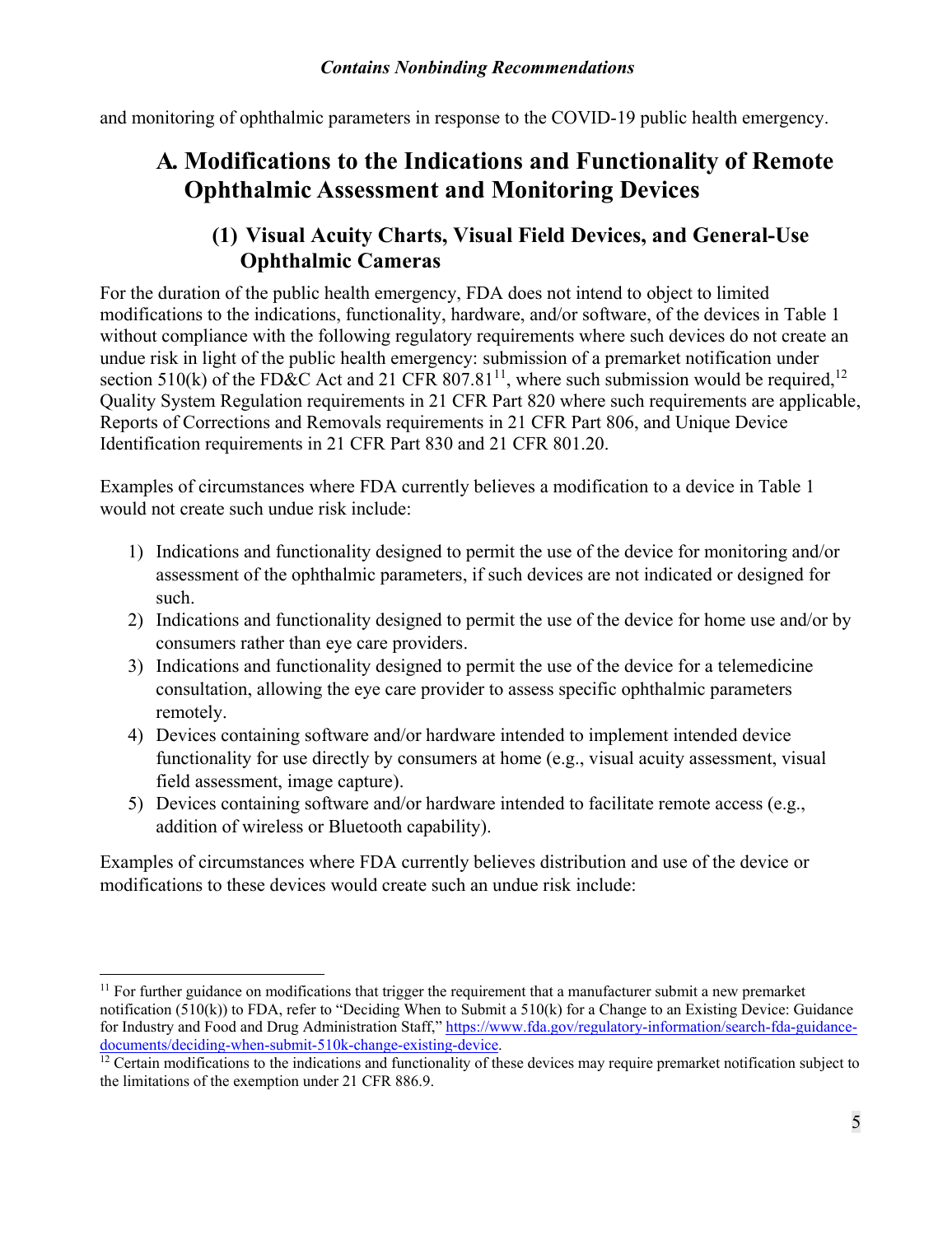and monitoring of ophthalmic parameters in response to the COVID-19 public health emergency.

## A. Modifications to the Indications and Functionality of Remote Ophthalmic Assessment and Monitoring Devices

### (1) Visual Acuity Charts, Visual Field Devices, and General-Use Ophthalmic Cameras

For the duration of the public health emergency, FDA does not intend to object to limited modifications to the indications, functionality, hardware, and/or software, of the devices in Table 1 without compliance with the following regulatory requirements where such devices do not create an undue risk in light of the public health emergency: submission of a premarket notification under section 510(k) of the FD&C Act and 21 CFR 807.81[11], where such submission would be required,[12] Quality System Regulation requirements in 21 CFR Part 820 where such requirements are applicable, Reports of Corrections and Removals requirements in 21 CFR Part 806, and Unique Device Identification requirements in 21 CFR Part 830 and 21 CFR 801.20.

Examples of circumstances where FDA currently believes a modification to a device in Table 1 would not create such undue risk include:

1) Indications and functionality designed to permit the use of the device for monitoring and/or assessment of the ophthalmic parameters, if such devices are not indicated or designed for such.
2) Indications and functionality designed to permit the use of the device for home use and/or by consumers rather than eye care providers.
3) Indications and functionality designed to permit the use of the device for a telemedicine consultation, allowing the eye care provider to assess specific ophthalmic parameters remotely.
4) Devices containing software and/or hardware intended to implement intended device functionality for use directly by consumers at home (e.g., visual acuity assessment, visual field assessment, image capture).
5) Devices containing software and/or hardware intended to facilitate remote access (e.g., addition of wireless or Bluetooth capability).

Examples of circumstances where FDA currently believes distribution and use of the device or modifications to these devices would create such an undue risk include:

---

[11] For further guidance on modifications that trigger the requirement that a manufacturer submit a new premarket notification (510(k)) to FDA, refer to "Deciding When to Submit a 510(k) for a Change to an Existing Device: Guidance for Industry and Food and Drug Administration Staff," https://www.fda.gov/regulatory-information/search-fda-guidance-documents/deciding-when-submit-510k-change-existing-device.

[12] Certain modifications to the indications and functionality of these devices may require premarket notification subject to the limitations of the exemption under 21 CFR 886.9.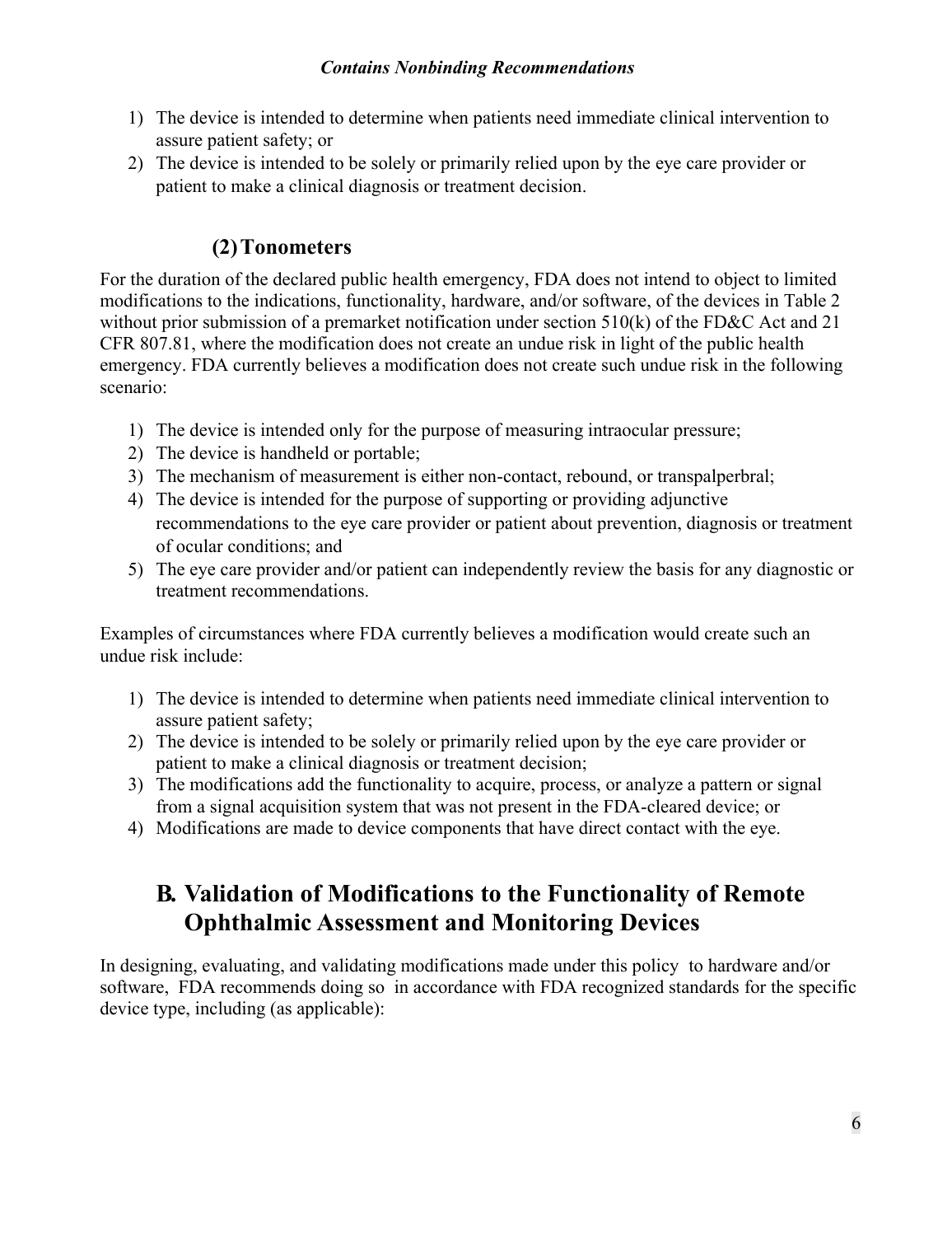1) The device is intended to determine when patients need immediate clinical intervention to assure patient safety; or
2) The device is intended to be solely or primarily relied upon by the eye care provider or patient to make a clinical diagnosis or treatment decision.

### (2) Tonometers

For the duration of the declared public health emergency, FDA does not intend to object to limited modifications to the indications, functionality, hardware, and/or software, of the devices in Table 2 without prior submission of a premarket notification under section 510(k) of the FD&C Act and 21 CFR 807.81, where the modification does not create an undue risk in light of the public health emergency. FDA currently believes a modification does not create such undue risk in the following scenario:

1) The device is intended only for the purpose of measuring intraocular pressure;
2) The device is handheld or portable;
3) The mechanism of measurement is either non-contact, rebound, or transpalperbral;
4) The device is intended for the purpose of supporting or providing adjunctive recommendations to the eye care provider or patient about prevention, diagnosis or treatment of ocular conditions; and
5) The eye care provider and/or patient can independently review the basis for any diagnostic or treatment recommendations.

Examples of circumstances where FDA currently believes a modification would create such an undue risk include:

1) The device is intended to determine when patients need immediate clinical intervention to assure patient safety;
2) The device is intended to be solely or primarily relied upon by the eye care provider or patient to make a clinical diagnosis or treatment decision;
3) The modifications add the functionality to acquire, process, or analyze a pattern or signal from a signal acquisition system that was not present in the FDA-cleared device; or
4) Modifications are made to device components that have direct contact with the eye.

## B. Validation of Modifications to the Functionality of Remote Ophthalmic Assessment and Monitoring Devices

In designing, evaluating, and validating modifications made under this policy to hardware and/or software, FDA recommends doing so in accordance with FDA recognized standards for the specific device type, including (as applicable):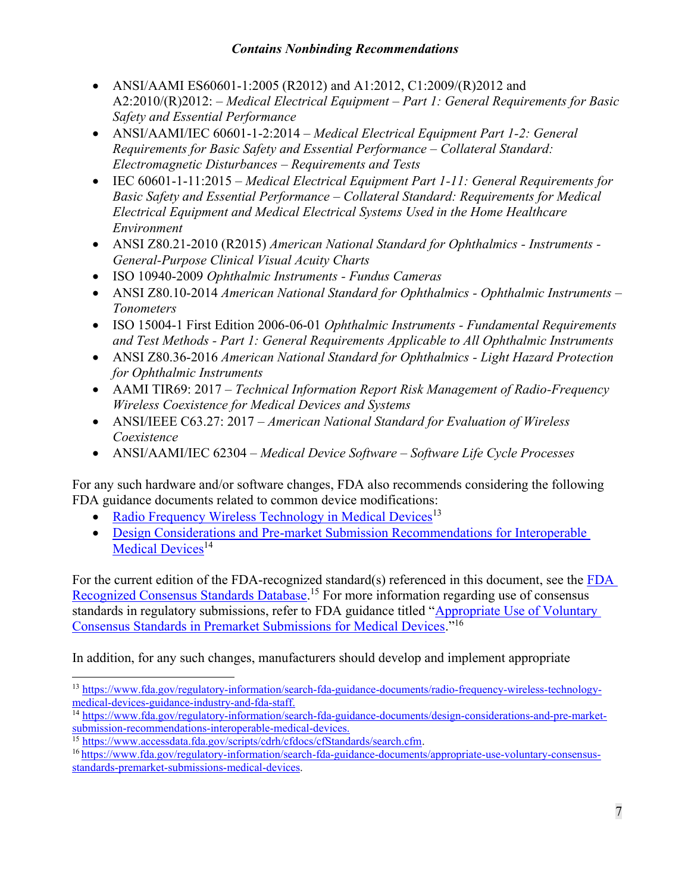- ANSI/AAMI ES60601-1:2005 (R2012) and A1:2012, C1:2009/(R)2012 and A2:2010/(R)2012: – *Medical Electrical Equipment – Part 1: General Requirements for Basic Safety and Essential Performance*
- ANSI/AAMI/IEC 60601-1-2:2014 – *Medical Electrical Equipment Part 1-2: General Requirements for Basic Safety and Essential Performance – Collateral Standard: Electromagnetic Disturbances – Requirements and Tests*
- IEC 60601-1-11:2015 – *Medical Electrical Equipment Part 1-11: General Requirements for Basic Safety and Essential Performance – Collateral Standard: Requirements for Medical Electrical Equipment and Medical Electrical Systems Used in the Home Healthcare Environment*
- ANSI Z80.21-2010 (R2015) *American National Standard for Ophthalmics - Instruments - General-Purpose Clinical Visual Acuity Charts*
- ISO 10940-2009 *Ophthalmic Instruments - Fundus Cameras*
- ANSI Z80.10-2014 *American National Standard for Ophthalmics - Ophthalmic Instruments – Tonometers*
- ISO 15004-1 First Edition 2006-06-01 *Ophthalmic Instruments - Fundamental Requirements and Test Methods - Part 1: General Requirements Applicable to All Ophthalmic Instruments*
- ANSI Z80.36-2016 *American National Standard for Ophthalmics - Light Hazard Protection for Ophthalmic Instruments*
- AAMI TIR69: 2017 – *Technical Information Report Risk Management of Radio-Frequency Wireless Coexistence for Medical Devices and Systems*
- ANSI/IEEE C63.27: 2017 – *American National Standard for Evaluation of Wireless Coexistence*
- ANSI/AAMI/IEC 62304 – *Medical Device Software – Software Life Cycle Processes*

For any such hardware and/or software changes, FDA also recommends considering the following FDA guidance documents related to common device modifications:

- Radio Frequency Wireless Technology in Medical Devices[13]
- Design Considerations and Pre-market Submission Recommendations for Interoperable Medical Devices[14]

For the current edition of the FDA-recognized standard(s) referenced in this document, see the FDA Recognized Consensus Standards Database.[15] For more information regarding use of consensus standards in regulatory submissions, refer to FDA guidance titled "Appropriate Use of Voluntary Consensus Standards in Premarket Submissions for Medical Devices."[16]

In addition, for any such changes, manufacturers should develop and implement appropriate

---

[13] https://www.fda.gov/regulatory-information/search-fda-guidance-documents/radio-frequency-wireless-technology-medical-devices-guidance-industry-and-fda-staff.

[14] https://www.fda.gov/regulatory-information/search-fda-guidance-documents/design-considerations-and-pre-market-submission-recommendations-interoperable-medical-devices.

[15] https://www.accessdata.fda.gov/scripts/cdrh/cfdocs/cfStandards/search.cfm.

[16] https://www.fda.gov/regulatory-information/search-fda-guidance-documents/appropriate-use-voluntary-consensus-standards-premarket-submissions-medical-devices.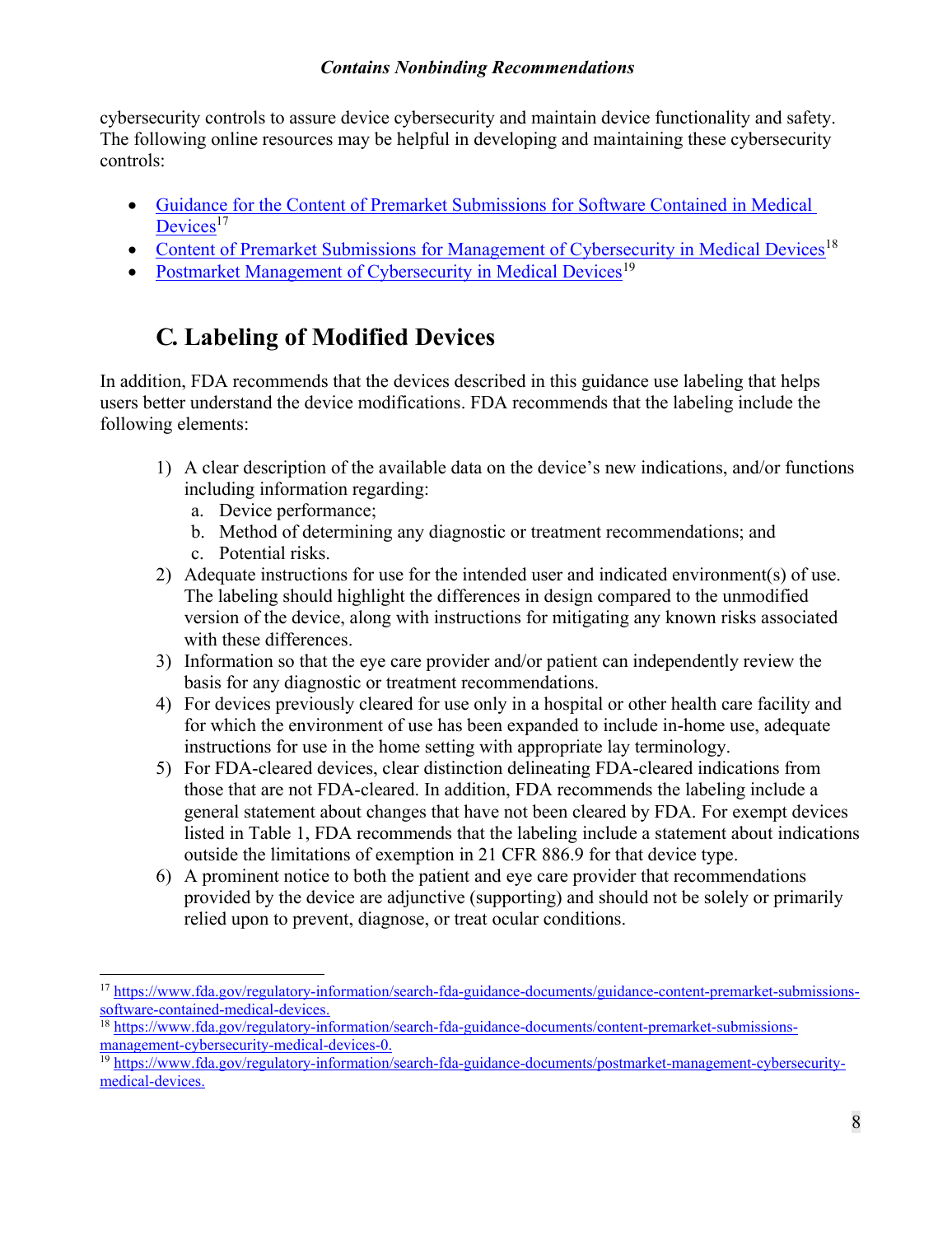cybersecurity controls to assure device cybersecurity and maintain device functionality and safety. The following online resources may be helpful in developing and maintaining these cybersecurity controls:

- [Guidance for the Content of Premarket Submissions for Software Contained in Medical Devices](https://www.fda.gov/regulatory-information/search-fda-guidance-documents/guidance-content-premarket-submissions-software-contained-medical-devices)[17]
- [Content of Premarket Submissions for Management of Cybersecurity in Medical Devices](https://www.fda.gov/regulatory-information/search-fda-guidance-documents/content-premarket-submissions-management-cybersecurity-medical-devices-0)[18]
- [Postmarket Management of Cybersecurity in Medical Devices](https://www.fda.gov/regulatory-information/search-fda-guidance-documents/postmarket-management-cybersecurity-medical-devices)[19]

## C. Labeling of Modified Devices

In addition, FDA recommends that the devices described in this guidance use labeling that helps users better understand the device modifications. FDA recommends that the labeling include the following elements:

1) A clear description of the available data on the device's new indications, and/or functions including information regarding:
   a. Device performance;
   b. Method of determining any diagnostic or treatment recommendations; and
   c. Potential risks.
2) Adequate instructions for use for the intended user and indicated environment(s) of use. The labeling should highlight the differences in design compared to the unmodified version of the device, along with instructions for mitigating any known risks associated with these differences.
3) Information so that the eye care provider and/or patient can independently review the basis for any diagnostic or treatment recommendations.
4) For devices previously cleared for use only in a hospital or other health care facility and for which the environment of use has been expanded to include in-home use, adequate instructions for use in the home setting with appropriate lay terminology.
5) For FDA-cleared devices, clear distinction delineating FDA-cleared indications from those that are not FDA-cleared. In addition, FDA recommends the labeling include a general statement about changes that have not been cleared by FDA. For exempt devices listed in Table 1, FDA recommends that the labeling include a statement about indications outside the limitations of exemption in 21 CFR 886.9 for that device type.
6) A prominent notice to both the patient and eye care provider that recommendations provided by the device are adjunctive (supporting) and should not be solely or primarily relied upon to prevent, diagnose, or treat ocular conditions.

---

[17] https://www.fda.gov/regulatory-information/search-fda-guidance-documents/guidance-content-premarket-submissions-software-contained-medical-devices.

[18] https://www.fda.gov/regulatory-information/search-fda-guidance-documents/content-premarket-submissions-management-cybersecurity-medical-devices-0.

[19] https://www.fda.gov/regulatory-information/search-fda-guidance-documents/postmarket-management-cybersecurity-medical-devices.